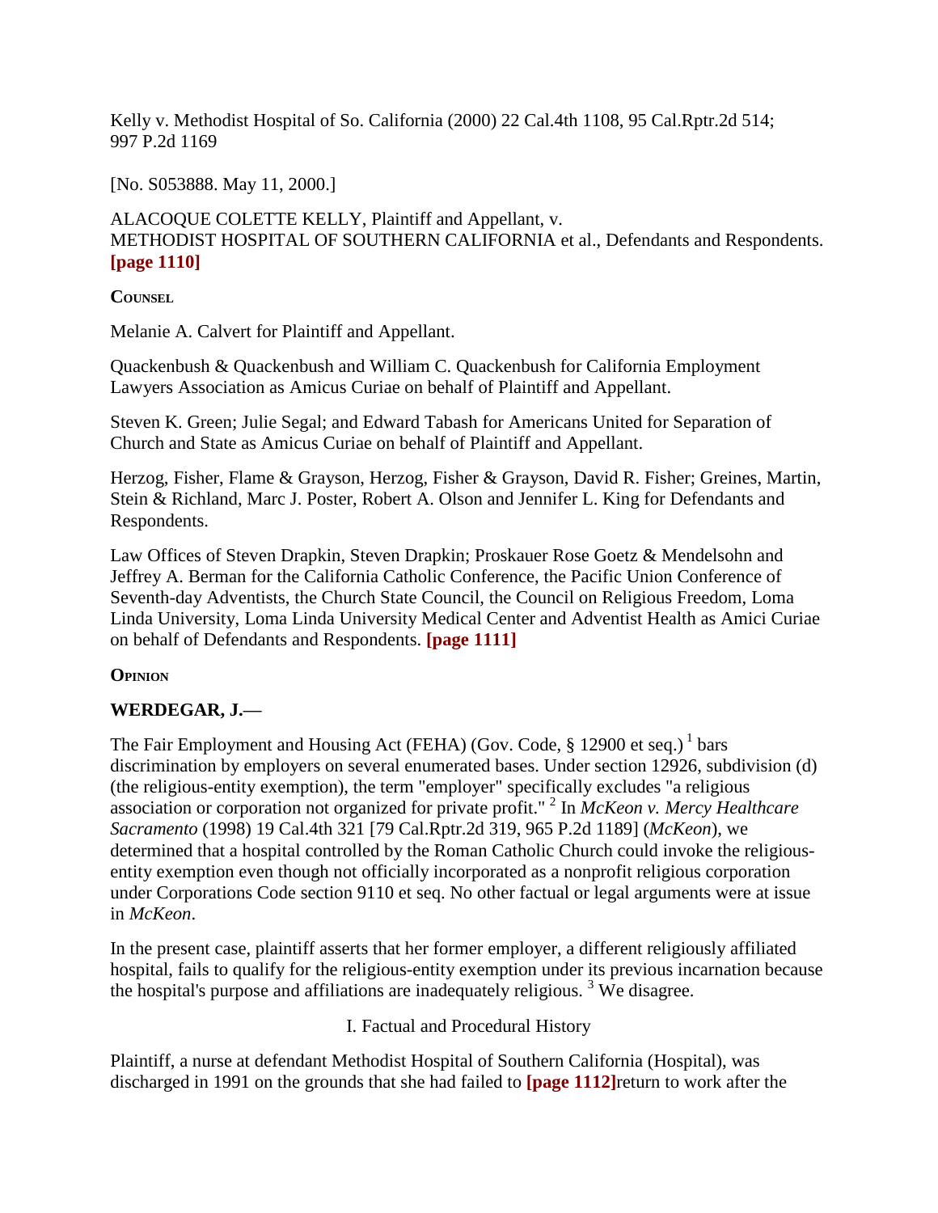Kelly v. Methodist Hospital of So. California (2000) 22 Cal.4th 1108, 95 Cal.Rptr.2d 514; 997 P.2d 1169

[No. S053888. May 11, 2000.]

ALACOQUE COLETTE KELLY, Plaintiff and Appellant, v.
METHODIST HOSPITAL OF SOUTHERN CALIFORNIA et al., Defendants and Respondents. **[page 1110]**

**COUNSEL**

Melanie A. Calvert for Plaintiff and Appellant.

Quackenbush & Quackenbush and William C. Quackenbush for California Employment Lawyers Association as Amicus Curiae on behalf of Plaintiff and Appellant.

Steven K. Green; Julie Segal; and Edward Tabash for Americans United for Separation of Church and State as Amicus Curiae on behalf of Plaintiff and Appellant.

Herzog, Fisher, Flame & Grayson, Herzog, Fisher & Grayson, David R. Fisher; Greines, Martin, Stein & Richland, Marc J. Poster, Robert A. Olson and Jennifer L. King for Defendants and Respondents.

Law Offices of Steven Drapkin, Steven Drapkin; Proskauer Rose Goetz & Mendelsohn and Jeffrey A. Berman for the California Catholic Conference, the Pacific Union Conference of Seventh-day Adventists, the Church State Council, the Council on Religious Freedom, Loma Linda University, Loma Linda University Medical Center and Adventist Health as Amici Curiae on behalf of Defendants and Respondents. **[page 1111]**

**OPINION**

## WERDEGAR, J.—

The Fair Employment and Housing Act (FEHA) (Gov. Code, § 12900 et seq.) [1] bars discrimination by employers on several enumerated bases. Under section 12926, subdivision (d) (the religious-entity exemption), the term "employer" specifically excludes "a religious association or corporation not organized for private profit." [2] In *McKeon v. Mercy Healthcare Sacramento* (1998) 19 Cal.4th 321 [79 Cal.Rptr.2d 319, 965 P.2d 1189] (*McKeon*), we determined that a hospital controlled by the Roman Catholic Church could invoke the religious-entity exemption even though not officially incorporated as a nonprofit religious corporation under Corporations Code section 9110 et seq. No other factual or legal arguments were at issue in *McKeon*.

In the present case, plaintiff asserts that her former employer, a different religiously affiliated hospital, fails to qualify for the religious-entity exemption under its previous incarnation because the hospital's purpose and affiliations are inadequately religious. [3] We disagree.

I. Factual and Procedural History

Plaintiff, a nurse at defendant Methodist Hospital of Southern California (Hospital), was discharged in 1991 on the grounds that she had failed to **[page 1112]**return to work after the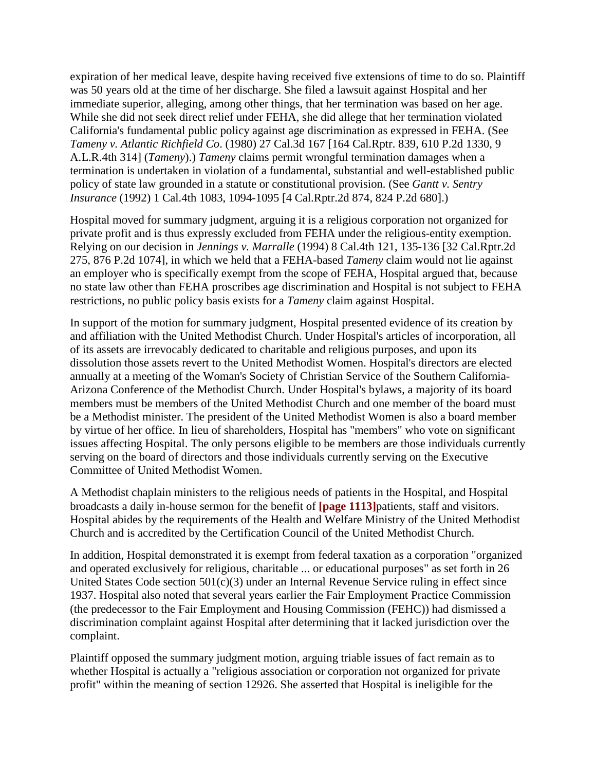expiration of her medical leave, despite having received five extensions of time to do so. Plaintiff was 50 years old at the time of her discharge. She filed a lawsuit against Hospital and her immediate superior, alleging, among other things, that her termination was based on her age. While she did not seek direct relief under FEHA, she did allege that her termination violated California's fundamental public policy against age discrimination as expressed in FEHA. (See *Tameny v. Atlantic Richfield Co*. (1980) 27 Cal.3d 167 [164 Cal.Rptr. 839, 610 P.2d 1330, 9 A.L.R.4th 314] (*Tameny*).) *Tameny* claims permit wrongful termination damages when a termination is undertaken in violation of a fundamental, substantial and well-established public policy of state law grounded in a statute or constitutional provision. (See *Gantt v. Sentry Insurance* (1992) 1 Cal.4th 1083, 1094-1095 [4 Cal.Rptr.2d 874, 824 P.2d 680].)

Hospital moved for summary judgment, arguing it is a religious corporation not organized for private profit and is thus expressly excluded from FEHA under the religious-entity exemption. Relying on our decision in *Jennings v. Marralle* (1994) 8 Cal.4th 121, 135-136 [32 Cal.Rptr.2d 275, 876 P.2d 1074], in which we held that a FEHA-based *Tameny* claim would not lie against an employer who is specifically exempt from the scope of FEHA, Hospital argued that, because no state law other than FEHA proscribes age discrimination and Hospital is not subject to FEHA restrictions, no public policy basis exists for a *Tameny* claim against Hospital.

In support of the motion for summary judgment, Hospital presented evidence of its creation by and affiliation with the United Methodist Church. Under Hospital's articles of incorporation, all of its assets are irrevocably dedicated to charitable and religious purposes, and upon its dissolution those assets revert to the United Methodist Women. Hospital's directors are elected annually at a meeting of the Woman's Society of Christian Service of the Southern California-Arizona Conference of the Methodist Church. Under Hospital's bylaws, a majority of its board members must be members of the United Methodist Church and one member of the board must be a Methodist minister. The president of the United Methodist Women is also a board member by virtue of her office. In lieu of shareholders, Hospital has "members" who vote on significant issues affecting Hospital. The only persons eligible to be members are those individuals currently serving on the board of directors and those individuals currently serving on the Executive Committee of United Methodist Women.

A Methodist chaplain ministers to the religious needs of patients in the Hospital, and Hospital broadcasts a daily in-house sermon for the benefit of **[page 1113]**patients, staff and visitors. Hospital abides by the requirements of the Health and Welfare Ministry of the United Methodist Church and is accredited by the Certification Council of the United Methodist Church.

In addition, Hospital demonstrated it is exempt from federal taxation as a corporation "organized and operated exclusively for religious, charitable ... or educational purposes" as set forth in 26 United States Code section 501(c)(3) under an Internal Revenue Service ruling in effect since 1937. Hospital also noted that several years earlier the Fair Employment Practice Commission (the predecessor to the Fair Employment and Housing Commission (FEHC)) had dismissed a discrimination complaint against Hospital after determining that it lacked jurisdiction over the complaint.

Plaintiff opposed the summary judgment motion, arguing triable issues of fact remain as to whether Hospital is actually a "religious association or corporation not organized for private profit" within the meaning of section 12926. She asserted that Hospital is ineligible for the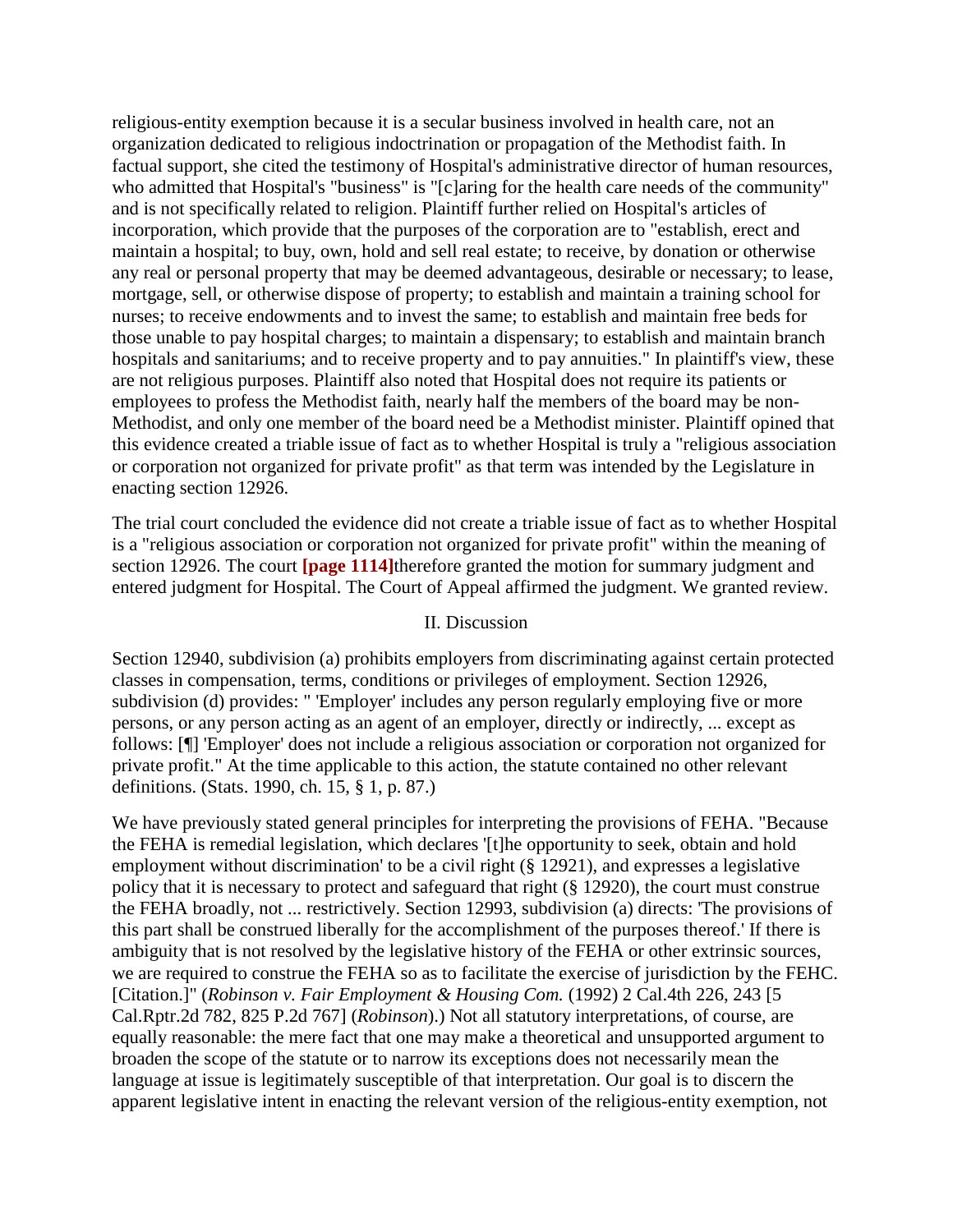religious-entity exemption because it is a secular business involved in health care, not an organization dedicated to religious indoctrination or propagation of the Methodist faith. In factual support, she cited the testimony of Hospital's administrative director of human resources, who admitted that Hospital's "business" is "[c]aring for the health care needs of the community" and is not specifically related to religion. Plaintiff further relied on Hospital's articles of incorporation, which provide that the purposes of the corporation are to "establish, erect and maintain a hospital; to buy, own, hold and sell real estate; to receive, by donation or otherwise any real or personal property that may be deemed advantageous, desirable or necessary; to lease, mortgage, sell, or otherwise dispose of property; to establish and maintain a training school for nurses; to receive endowments and to invest the same; to establish and maintain free beds for those unable to pay hospital charges; to maintain a dispensary; to establish and maintain branch hospitals and sanitariums; and to receive property and to pay annuities." In plaintiff's view, these are not religious purposes. Plaintiff also noted that Hospital does not require its patients or employees to profess the Methodist faith, nearly half the members of the board may be non-Methodist, and only one member of the board need be a Methodist minister. Plaintiff opined that this evidence created a triable issue of fact as to whether Hospital is truly a "religious association or corporation not organized for private profit" as that term was intended by the Legislature in enacting section 12926.

The trial court concluded the evidence did not create a triable issue of fact as to whether Hospital is a "religious association or corporation not organized for private profit" within the meaning of section 12926. The court **[page 1114]**therefore granted the motion for summary judgment and entered judgment for Hospital. The Court of Appeal affirmed the judgment. We granted review.

## II. Discussion

Section 12940, subdivision (a) prohibits employers from discriminating against certain protected classes in compensation, terms, conditions or privileges of employment. Section 12926, subdivision (d) provides: " 'Employer' includes any person regularly employing five or more persons, or any person acting as an agent of an employer, directly or indirectly, ... except as follows: [¶] 'Employer' does not include a religious association or corporation not organized for private profit." At the time applicable to this action, the statute contained no other relevant definitions. (Stats. 1990, ch. 15, § 1, p. 87.)

We have previously stated general principles for interpreting the provisions of FEHA. "Because the FEHA is remedial legislation, which declares '[t]he opportunity to seek, obtain and hold employment without discrimination' to be a civil right (§ 12921), and expresses a legislative policy that it is necessary to protect and safeguard that right (§ 12920), the court must construe the FEHA broadly, not ... restrictively. Section 12993, subdivision (a) directs: 'The provisions of this part shall be construed liberally for the accomplishment of the purposes thereof.' If there is ambiguity that is not resolved by the legislative history of the FEHA or other extrinsic sources, we are required to construe the FEHA so as to facilitate the exercise of jurisdiction by the FEHC. [Citation.]" (*Robinson v. Fair Employment & Housing Com.* (1992) 2 Cal.4th 226, 243 [5 Cal.Rptr.2d 782, 825 P.2d 767] (*Robinson*).) Not all statutory interpretations, of course, are equally reasonable: the mere fact that one may make a theoretical and unsupported argument to broaden the scope of the statute or to narrow its exceptions does not necessarily mean the language at issue is legitimately susceptible of that interpretation. Our goal is to discern the apparent legislative intent in enacting the relevant version of the religious-entity exemption, not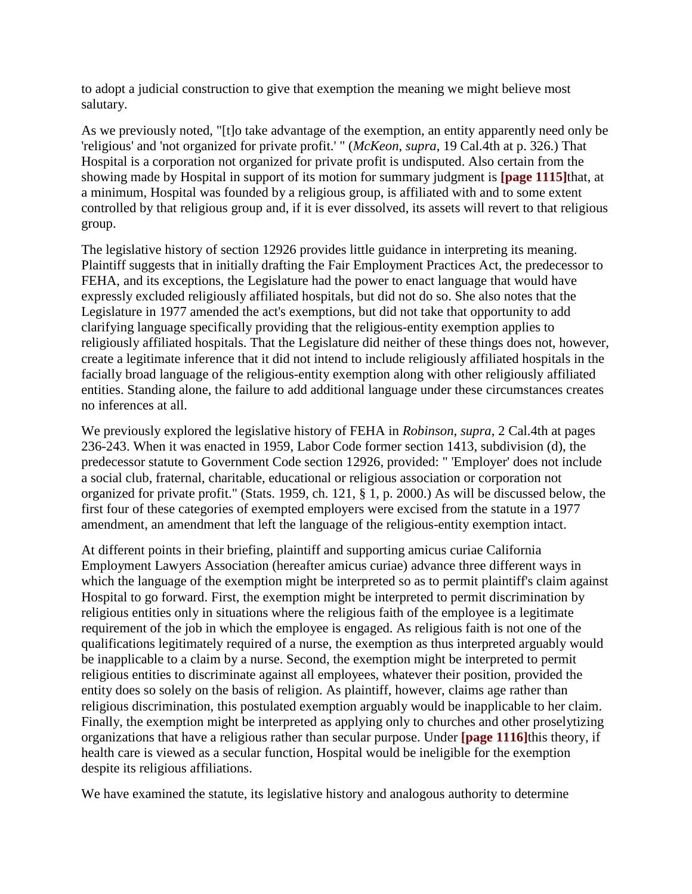to adopt a judicial construction to give that exemption the meaning we might believe most salutary.

As we previously noted, "[t]o take advantage of the exemption, an entity apparently need only be 'religious' and 'not organized for private profit.' " (*McKeon*, *supra*, 19 Cal.4th at p. 326.) That Hospital is a corporation not organized for private profit is undisputed. Also certain from the showing made by Hospital in support of its motion for summary judgment is **[page 1115]**that, at a minimum, Hospital was founded by a religious group, is affiliated with and to some extent controlled by that religious group and, if it is ever dissolved, its assets will revert to that religious group.

The legislative history of section 12926 provides little guidance in interpreting its meaning. Plaintiff suggests that in initially drafting the Fair Employment Practices Act, the predecessor to FEHA, and its exceptions, the Legislature had the power to enact language that would have expressly excluded religiously affiliated hospitals, but did not do so. She also notes that the Legislature in 1977 amended the act's exemptions, but did not take that opportunity to add clarifying language specifically providing that the religious-entity exemption applies to religiously affiliated hospitals. That the Legislature did neither of these things does not, however, create a legitimate inference that it did not intend to include religiously affiliated hospitals in the facially broad language of the religious-entity exemption along with other religiously affiliated entities. Standing alone, the failure to add additional language under these circumstances creates no inferences at all.

We previously explored the legislative history of FEHA in *Robinson*, *supra*, 2 Cal.4th at pages 236-243. When it was enacted in 1959, Labor Code former section 1413, subdivision (d), the predecessor statute to Government Code section 12926, provided: " 'Employer' does not include a social club, fraternal, charitable, educational or religious association or corporation not organized for private profit." (Stats. 1959, ch. 121, § 1, p. 2000.) As will be discussed below, the first four of these categories of exempted employers were excised from the statute in a 1977 amendment, an amendment that left the language of the religious-entity exemption intact.

At different points in their briefing, plaintiff and supporting amicus curiae California Employment Lawyers Association (hereafter amicus curiae) advance three different ways in which the language of the exemption might be interpreted so as to permit plaintiff's claim against Hospital to go forward. First, the exemption might be interpreted to permit discrimination by religious entities only in situations where the religious faith of the employee is a legitimate requirement of the job in which the employee is engaged. As religious faith is not one of the qualifications legitimately required of a nurse, the exemption as thus interpreted arguably would be inapplicable to a claim by a nurse. Second, the exemption might be interpreted to permit religious entities to discriminate against all employees, whatever their position, provided the entity does so solely on the basis of religion. As plaintiff, however, claims age rather than religious discrimination, this postulated exemption arguably would be inapplicable to her claim. Finally, the exemption might be interpreted as applying only to churches and other proselytizing organizations that have a religious rather than secular purpose. Under **[page 1116]**this theory, if health care is viewed as a secular function, Hospital would be ineligible for the exemption despite its religious affiliations.

We have examined the statute, its legislative history and analogous authority to determine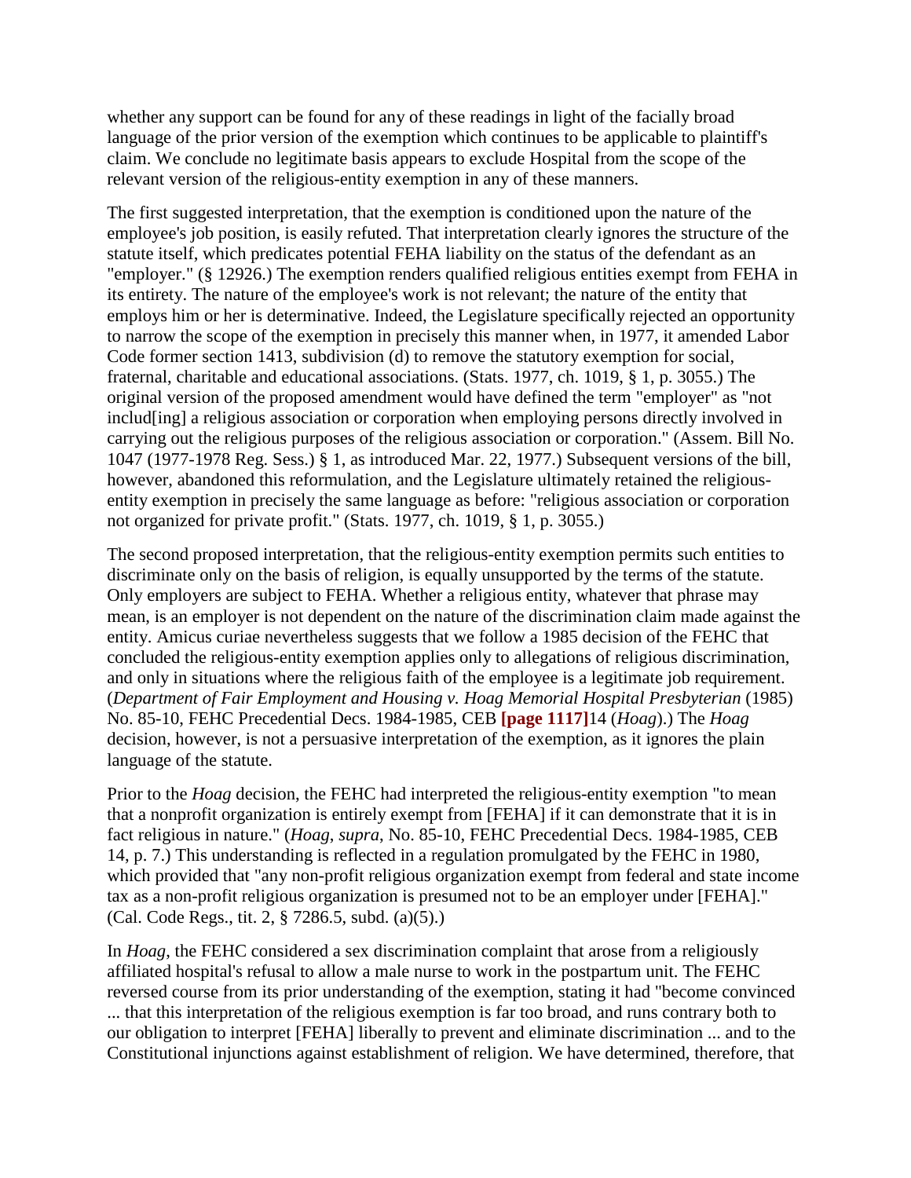whether any support can be found for any of these readings in light of the facially broad language of the prior version of the exemption which continues to be applicable to plaintiff's claim. We conclude no legitimate basis appears to exclude Hospital from the scope of the relevant version of the religious-entity exemption in any of these manners.

The first suggested interpretation, that the exemption is conditioned upon the nature of the employee's job position, is easily refuted. That interpretation clearly ignores the structure of the statute itself, which predicates potential FEHA liability on the status of the defendant as an "employer." (§ 12926.) The exemption renders qualified religious entities exempt from FEHA in its entirety. The nature of the employee's work is not relevant; the nature of the entity that employs him or her is determinative. Indeed, the Legislature specifically rejected an opportunity to narrow the scope of the exemption in precisely this manner when, in 1977, it amended Labor Code former section 1413, subdivision (d) to remove the statutory exemption for social, fraternal, charitable and educational associations. (Stats. 1977, ch. 1019, § 1, p. 3055.) The original version of the proposed amendment would have defined the term "employer" as "not includ[ing] a religious association or corporation when employing persons directly involved in carrying out the religious purposes of the religious association or corporation." (Assem. Bill No. 1047 (1977-1978 Reg. Sess.) § 1, as introduced Mar. 22, 1977.) Subsequent versions of the bill, however, abandoned this reformulation, and the Legislature ultimately retained the religious-entity exemption in precisely the same language as before: "religious association or corporation not organized for private profit." (Stats. 1977, ch. 1019, § 1, p. 3055.)

The second proposed interpretation, that the religious-entity exemption permits such entities to discriminate only on the basis of religion, is equally unsupported by the terms of the statute. Only employers are subject to FEHA. Whether a religious entity, whatever that phrase may mean, is an employer is not dependent on the nature of the discrimination claim made against the entity. Amicus curiae nevertheless suggests that we follow a 1985 decision of the FEHC that concluded the religious-entity exemption applies only to allegations of religious discrimination, and only in situations where the religious faith of the employee is a legitimate job requirement. (*Department of Fair Employment and Housing v. Hoag Memorial Hospital Presbyterian* (1985) No. 85-10, FEHC Precedential Decs. 1984-1985, CEB **[page 1117]**14 (*Hoag*).) The *Hoag* decision, however, is not a persuasive interpretation of the exemption, as it ignores the plain language of the statute.

Prior to the *Hoag* decision, the FEHC had interpreted the religious-entity exemption "to mean that a nonprofit organization is entirely exempt from [FEHA] if it can demonstrate that it is in fact religious in nature." (*Hoag*, *supra*, No. 85-10, FEHC Precedential Decs. 1984-1985, CEB 14, p. 7.) This understanding is reflected in a regulation promulgated by the FEHC in 1980, which provided that "any non-profit religious organization exempt from federal and state income tax as a non-profit religious organization is presumed not to be an employer under [FEHA]." (Cal. Code Regs., tit. 2, § 7286.5, subd. (a)(5).)

In *Hoag*, the FEHC considered a sex discrimination complaint that arose from a religiously affiliated hospital's refusal to allow a male nurse to work in the postpartum unit. The FEHC reversed course from its prior understanding of the exemption, stating it had "become convinced ... that this interpretation of the religious exemption is far too broad, and runs contrary both to our obligation to interpret [FEHA] liberally to prevent and eliminate discrimination ... and to the Constitutional injunctions against establishment of religion. We have determined, therefore, that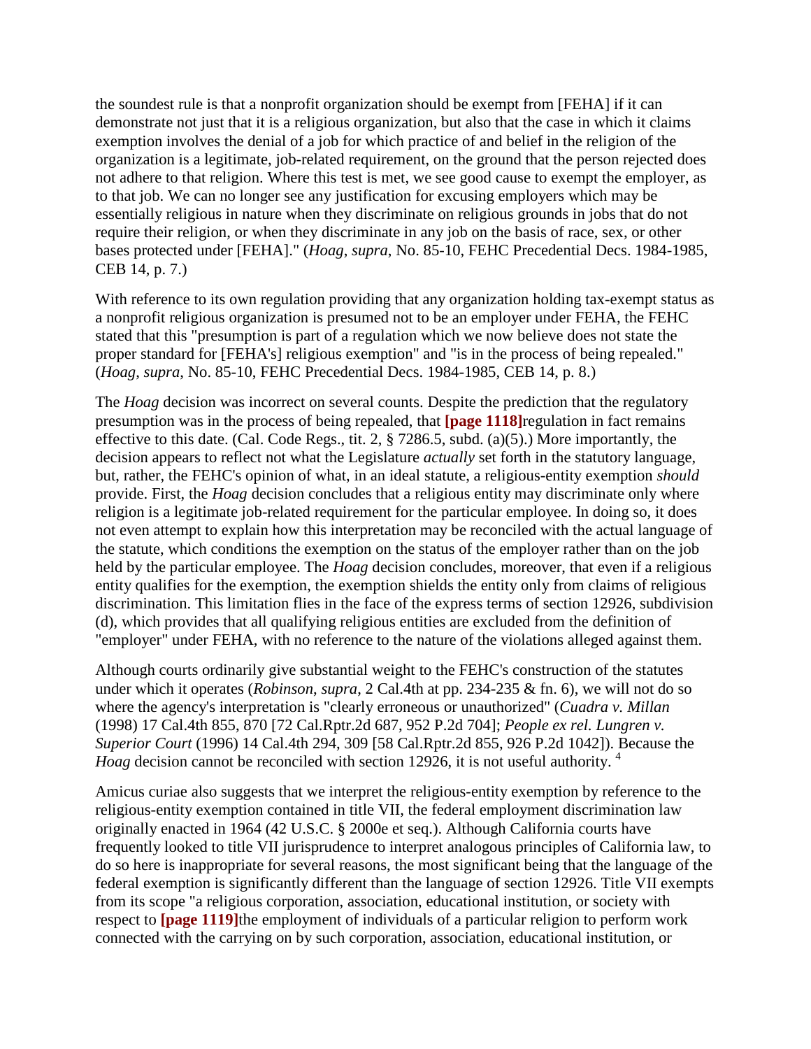the soundest rule is that a nonprofit organization should be exempt from [FEHA] if it can demonstrate not just that it is a religious organization, but also that the case in which it claims exemption involves the denial of a job for which practice of and belief in the religion of the organization is a legitimate, job-related requirement, on the ground that the person rejected does not adhere to that religion. Where this test is met, we see good cause to exempt the employer, as to that job. We can no longer see any justification for excusing employers which may be essentially religious in nature when they discriminate on religious grounds in jobs that do not require their religion, or when they discriminate in any job on the basis of race, sex, or other bases protected under [FEHA]." (*Hoag*, *supra*, No. 85-10, FEHC Precedential Decs. 1984-1985, CEB 14, p. 7.)

With reference to its own regulation providing that any organization holding tax-exempt status as a nonprofit religious organization is presumed not to be an employer under FEHA, the FEHC stated that this "presumption is part of a regulation which we now believe does not state the proper standard for [FEHA's] religious exemption" and "is in the process of being repealed." (*Hoag*, *supra*, No. 85-10, FEHC Precedential Decs. 1984-1985, CEB 14, p. 8.)

The *Hoag* decision was incorrect on several counts. Despite the prediction that the regulatory presumption was in the process of being repealed, that **[page 1118]**regulation in fact remains effective to this date. (Cal. Code Regs., tit. 2, § 7286.5, subd. (a)(5).) More importantly, the decision appears to reflect not what the Legislature *actually* set forth in the statutory language, but, rather, the FEHC's opinion of what, in an ideal statute, a religious-entity exemption *should* provide. First, the *Hoag* decision concludes that a religious entity may discriminate only where religion is a legitimate job-related requirement for the particular employee. In doing so, it does not even attempt to explain how this interpretation may be reconciled with the actual language of the statute, which conditions the exemption on the status of the employer rather than on the job held by the particular employee. The *Hoag* decision concludes, moreover, that even if a religious entity qualifies for the exemption, the exemption shields the entity only from claims of religious discrimination. This limitation flies in the face of the express terms of section 12926, subdivision (d), which provides that all qualifying religious entities are excluded from the definition of "employer" under FEHA, with no reference to the nature of the violations alleged against them.

Although courts ordinarily give substantial weight to the FEHC's construction of the statutes under which it operates (*Robinson*, *supra*, 2 Cal.4th at pp. 234-235 & fn. 6), we will not do so where the agency's interpretation is "clearly erroneous or unauthorized" (*Cuadra v. Millan* (1998) 17 Cal.4th 855, 870 [72 Cal.Rptr.2d 687, 952 P.2d 704]; *People ex rel. Lungren v. Superior Court* (1996) 14 Cal.4th 294, 309 [58 Cal.Rptr.2d 855, 926 P.2d 1042]). Because the *Hoag* decision cannot be reconciled with section 12926, it is not useful authority. [4]

Amicus curiae also suggests that we interpret the religious-entity exemption by reference to the religious-entity exemption contained in title VII, the federal employment discrimination law originally enacted in 1964 (42 U.S.C. § 2000e et seq.). Although California courts have frequently looked to title VII jurisprudence to interpret analogous principles of California law, to do so here is inappropriate for several reasons, the most significant being that the language of the federal exemption is significantly different than the language of section 12926. Title VII exempts from its scope "a religious corporation, association, educational institution, or society with respect to **[page 1119]**the employment of individuals of a particular religion to perform work connected with the carrying on by such corporation, association, educational institution, or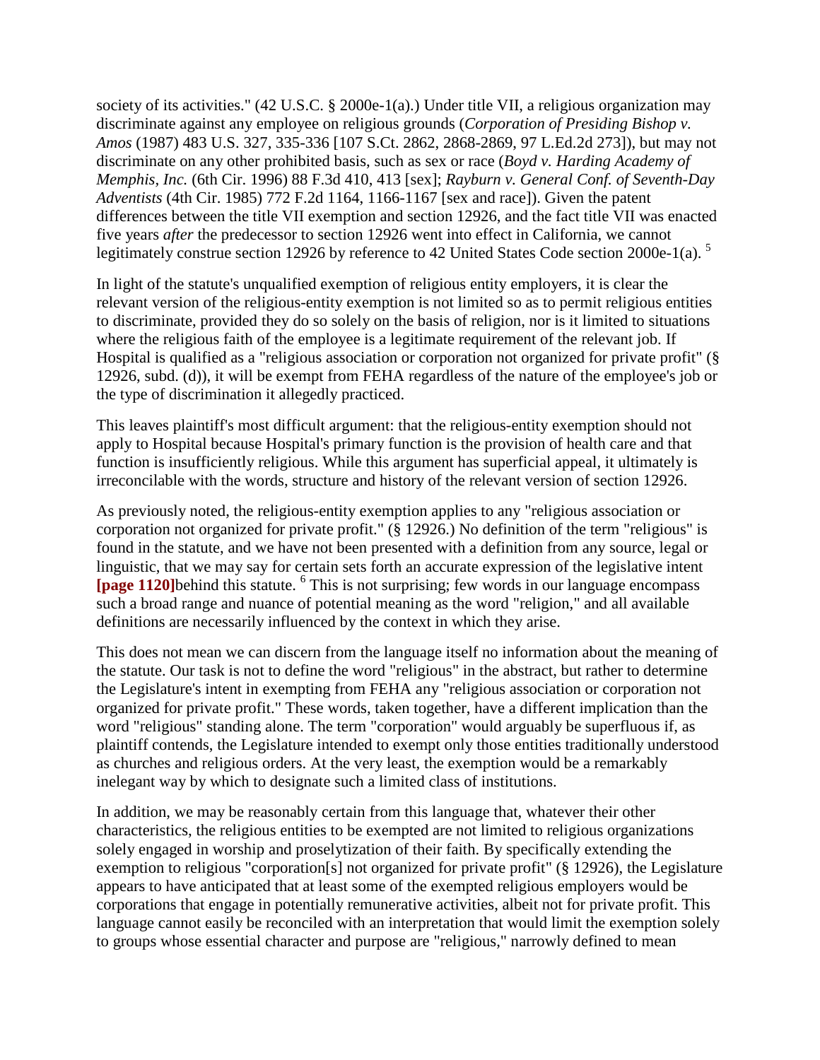society of its activities." (42 U.S.C. § 2000e-1(a).) Under title VII, a religious organization may discriminate against any employee on religious grounds (*Corporation of Presiding Bishop v. Amos* (1987) 483 U.S. 327, 335-336 [107 S.Ct. 2862, 2868-2869, 97 L.Ed.2d 273]), but may not discriminate on any other prohibited basis, such as sex or race (*Boyd v. Harding Academy of Memphis, Inc.* (6th Cir. 1996) 88 F.3d 410, 413 [sex]; *Rayburn v. General Conf. of Seventh-Day Adventists* (4th Cir. 1985) 772 F.2d 1164, 1166-1167 [sex and race]). Given the patent differences between the title VII exemption and section 12926, and the fact title VII was enacted five years *after* the predecessor to section 12926 went into effect in California, we cannot legitimately construe section 12926 by reference to 42 United States Code section 2000e-1(a). [5]

In light of the statute's unqualified exemption of religious entity employers, it is clear the relevant version of the religious-entity exemption is not limited so as to permit religious entities to discriminate, provided they do so solely on the basis of religion, nor is it limited to situations where the religious faith of the employee is a legitimate requirement of the relevant job. If Hospital is qualified as a "religious association or corporation not organized for private profit" (§ 12926, subd. (d)), it will be exempt from FEHA regardless of the nature of the employee's job or the type of discrimination it allegedly practiced.

This leaves plaintiff's most difficult argument: that the religious-entity exemption should not apply to Hospital because Hospital's primary function is the provision of health care and that function is insufficiently religious. While this argument has superficial appeal, it ultimately is irreconcilable with the words, structure and history of the relevant version of section 12926.

As previously noted, the religious-entity exemption applies to any "religious association or corporation not organized for private profit." (§ 12926.) No definition of the term "religious" is found in the statute, and we have not been presented with a definition from any source, legal or linguistic, that we may say for certain sets forth an accurate expression of the legislative intent **[page 1120]**behind this statute. [6] This is not surprising; few words in our language encompass such a broad range and nuance of potential meaning as the word "religion," and all available definitions are necessarily influenced by the context in which they arise.

This does not mean we can discern from the language itself no information about the meaning of the statute. Our task is not to define the word "religious" in the abstract, but rather to determine the Legislature's intent in exempting from FEHA any "religious association or corporation not organized for private profit." These words, taken together, have a different implication than the word "religious" standing alone. The term "corporation" would arguably be superfluous if, as plaintiff contends, the Legislature intended to exempt only those entities traditionally understood as churches and religious orders. At the very least, the exemption would be a remarkably inelegant way by which to designate such a limited class of institutions.

In addition, we may be reasonably certain from this language that, whatever their other characteristics, the religious entities to be exempted are not limited to religious organizations solely engaged in worship and proselytization of their faith. By specifically extending the exemption to religious "corporation[s] not organized for private profit" (§ 12926), the Legislature appears to have anticipated that at least some of the exempted religious employers would be corporations that engage in potentially remunerative activities, albeit not for private profit. This language cannot easily be reconciled with an interpretation that would limit the exemption solely to groups whose essential character and purpose are "religious," narrowly defined to mean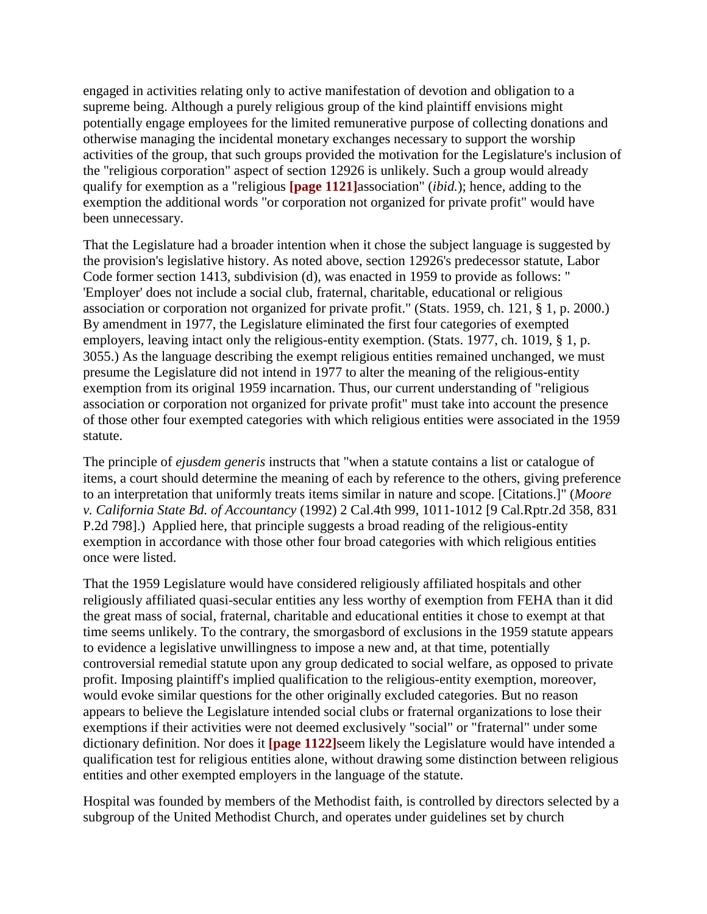engaged in activities relating only to active manifestation of devotion and obligation to a supreme being. Although a purely religious group of the kind plaintiff envisions might potentially engage employees for the limited remunerative purpose of collecting donations and otherwise managing the incidental monetary exchanges necessary to support the worship activities of the group, that such groups provided the motivation for the Legislature's inclusion of the "religious corporation" aspect of section 12926 is unlikely. Such a group would already qualify for exemption as a "religious **[page 1121]**association" (*ibid.*); hence, adding to the exemption the additional words "or corporation not organized for private profit" would have been unnecessary.

That the Legislature had a broader intention when it chose the subject language is suggested by the provision's legislative history. As noted above, section 12926's predecessor statute, Labor Code former section 1413, subdivision (d), was enacted in 1959 to provide as follows: "'Employer' does not include a social club, fraternal, charitable, educational or religious association or corporation not organized for private profit." (Stats. 1959, ch. 121, § 1, p. 2000.) By amendment in 1977, the Legislature eliminated the first four categories of exempted employers, leaving intact only the religious-entity exemption. (Stats. 1977, ch. 1019, § 1, p. 3055.) As the language describing the exempt religious entities remained unchanged, we must presume the Legislature did not intend in 1977 to alter the meaning of the religious-entity exemption from its original 1959 incarnation. Thus, our current understanding of "religious association or corporation not organized for private profit" must take into account the presence of those other four exempted categories with which religious entities were associated in the 1959 statute.

The principle of *ejusdem generis* instructs that "when a statute contains a list or catalogue of items, a court should determine the meaning of each by reference to the others, giving preference to an interpretation that uniformly treats items similar in nature and scope. [Citations.]" (*Moore v. California State Bd. of Accountancy* (1992) 2 Cal.4th 999, 1011-1012 [9 Cal.Rptr.2d 358, 831 P.2d 798].) Applied here, that principle suggests a broad reading of the religious-entity exemption in accordance with those other four broad categories with which religious entities once were listed.

That the 1959 Legislature would have considered religiously affiliated hospitals and other religiously affiliated quasi-secular entities any less worthy of exemption from FEHA than it did the great mass of social, fraternal, charitable and educational entities it chose to exempt at that time seems unlikely. To the contrary, the smorgasbord of exclusions in the 1959 statute appears to evidence a legislative unwillingness to impose a new and, at that time, potentially controversial remedial statute upon any group dedicated to social welfare, as opposed to private profit. Imposing plaintiff's implied qualification to the religious-entity exemption, moreover, would evoke similar questions for the other originally excluded categories. But no reason appears to believe the Legislature intended social clubs or fraternal organizations to lose their exemptions if their activities were not deemed exclusively "social" or "fraternal" under some dictionary definition. Nor does it **[page 1122]**seem likely the Legislature would have intended a qualification test for religious entities alone, without drawing some distinction between religious entities and other exempted employers in the language of the statute.

Hospital was founded by members of the Methodist faith, is controlled by directors selected by a subgroup of the United Methodist Church, and operates under guidelines set by church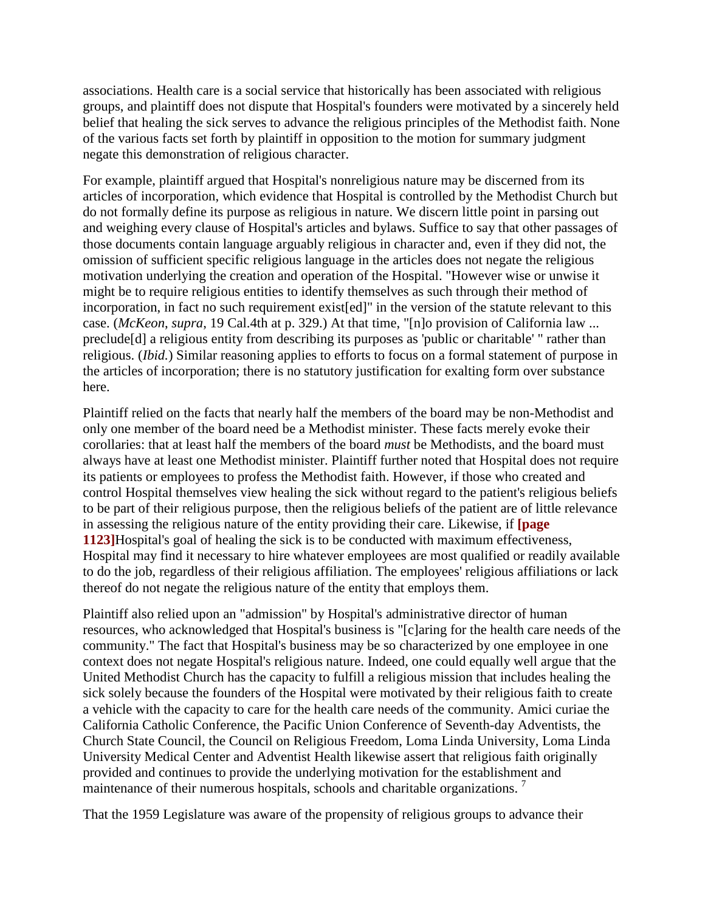associations. Health care is a social service that historically has been associated with religious groups, and plaintiff does not dispute that Hospital's founders were motivated by a sincerely held belief that healing the sick serves to advance the religious principles of the Methodist faith. None of the various facts set forth by plaintiff in opposition to the motion for summary judgment negate this demonstration of religious character.

For example, plaintiff argued that Hospital's nonreligious nature may be discerned from its articles of incorporation, which evidence that Hospital is controlled by the Methodist Church but do not formally define its purpose as religious in nature. We discern little point in parsing out and weighing every clause of Hospital's articles and bylaws. Suffice to say that other passages of those documents contain language arguably religious in character and, even if they did not, the omission of sufficient specific religious language in the articles does not negate the religious motivation underlying the creation and operation of the Hospital. "However wise or unwise it might be to require religious entities to identify themselves as such through their method of incorporation, in fact no such requirement exist[ed]" in the version of the statute relevant to this case. (*McKeon*, *supra*, 19 Cal.4th at p. 329.) At that time, "[n]o provision of California law ... preclude[d] a religious entity from describing its purposes as 'public or charitable' " rather than religious. (*Ibid.*) Similar reasoning applies to efforts to focus on a formal statement of purpose in the articles of incorporation; there is no statutory justification for exalting form over substance here.

Plaintiff relied on the facts that nearly half the members of the board may be non-Methodist and only one member of the board need be a Methodist minister. These facts merely evoke their corollaries: that at least half the members of the board *must* be Methodists, and the board must always have at least one Methodist minister. Plaintiff further noted that Hospital does not require its patients or employees to profess the Methodist faith. However, if those who created and control Hospital themselves view healing the sick without regard to the patient's religious beliefs to be part of their religious purpose, then the religious beliefs of the patient are of little relevance in assessing the religious nature of the entity providing their care. Likewise, if **[page 1123]**Hospital's goal of healing the sick is to be conducted with maximum effectiveness, Hospital may find it necessary to hire whatever employees are most qualified or readily available to do the job, regardless of their religious affiliation. The employees' religious affiliations or lack thereof do not negate the religious nature of the entity that employs them.

Plaintiff also relied upon an "admission" by Hospital's administrative director of human resources, who acknowledged that Hospital's business is "[c]aring for the health care needs of the community." The fact that Hospital's business may be so characterized by one employee in one context does not negate Hospital's religious nature. Indeed, one could equally well argue that the United Methodist Church has the capacity to fulfill a religious mission that includes healing the sick solely because the founders of the Hospital were motivated by their religious faith to create a vehicle with the capacity to care for the health care needs of the community. Amici curiae the California Catholic Conference, the Pacific Union Conference of Seventh-day Adventists, the Church State Council, the Council on Religious Freedom, Loma Linda University, Loma Linda University Medical Center and Adventist Health likewise assert that religious faith originally provided and continues to provide the underlying motivation for the establishment and maintenance of their numerous hospitals, schools and charitable organizations. [7]

That the 1959 Legislature was aware of the propensity of religious groups to advance their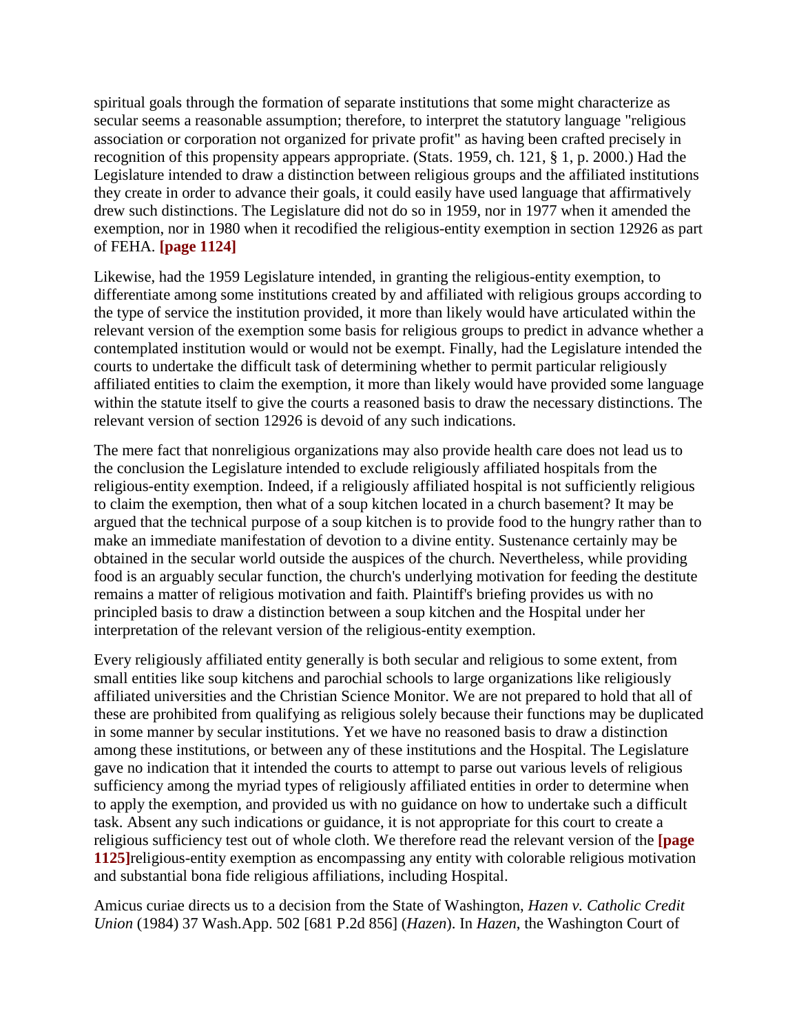spiritual goals through the formation of separate institutions that some might characterize as secular seems a reasonable assumption; therefore, to interpret the statutory language "religious association or corporation not organized for private profit" as having been crafted precisely in recognition of this propensity appears appropriate. (Stats. 1959, ch. 121, § 1, p. 2000.) Had the Legislature intended to draw a distinction between religious groups and the affiliated institutions they create in order to advance their goals, it could easily have used language that affirmatively drew such distinctions. The Legislature did not do so in 1959, nor in 1977 when it amended the exemption, nor in 1980 when it recodified the religious-entity exemption in section 12926 as part of FEHA. **[page 1124]**

Likewise, had the 1959 Legislature intended, in granting the religious-entity exemption, to differentiate among some institutions created by and affiliated with religious groups according to the type of service the institution provided, it more than likely would have articulated within the relevant version of the exemption some basis for religious groups to predict in advance whether a contemplated institution would or would not be exempt. Finally, had the Legislature intended the courts to undertake the difficult task of determining whether to permit particular religiously affiliated entities to claim the exemption, it more than likely would have provided some language within the statute itself to give the courts a reasoned basis to draw the necessary distinctions. The relevant version of section 12926 is devoid of any such indications.

The mere fact that nonreligious organizations may also provide health care does not lead us to the conclusion the Legislature intended to exclude religiously affiliated hospitals from the religious-entity exemption. Indeed, if a religiously affiliated hospital is not sufficiently religious to claim the exemption, then what of a soup kitchen located in a church basement? It may be argued that the technical purpose of a soup kitchen is to provide food to the hungry rather than to make an immediate manifestation of devotion to a divine entity. Sustenance certainly may be obtained in the secular world outside the auspices of the church. Nevertheless, while providing food is an arguably secular function, the church's underlying motivation for feeding the destitute remains a matter of religious motivation and faith. Plaintiff's briefing provides us with no principled basis to draw a distinction between a soup kitchen and the Hospital under her interpretation of the relevant version of the religious-entity exemption.

Every religiously affiliated entity generally is both secular and religious to some extent, from small entities like soup kitchens and parochial schools to large organizations like religiously affiliated universities and the Christian Science Monitor. We are not prepared to hold that all of these are prohibited from qualifying as religious solely because their functions may be duplicated in some manner by secular institutions. Yet we have no reasoned basis to draw a distinction among these institutions, or between any of these institutions and the Hospital. The Legislature gave no indication that it intended the courts to attempt to parse out various levels of religious sufficiency among the myriad types of religiously affiliated entities in order to determine when to apply the exemption, and provided us with no guidance on how to undertake such a difficult task. Absent any such indications or guidance, it is not appropriate for this court to create a religious sufficiency test out of whole cloth. We therefore read the relevant version of the **[page 1125]**religious-entity exemption as encompassing any entity with colorable religious motivation and substantial bona fide religious affiliations, including Hospital.

Amicus curiae directs us to a decision from the State of Washington, *Hazen v. Catholic Credit Union* (1984) 37 Wash.App. 502 [681 P.2d 856] (*Hazen*). In *Hazen*, the Washington Court of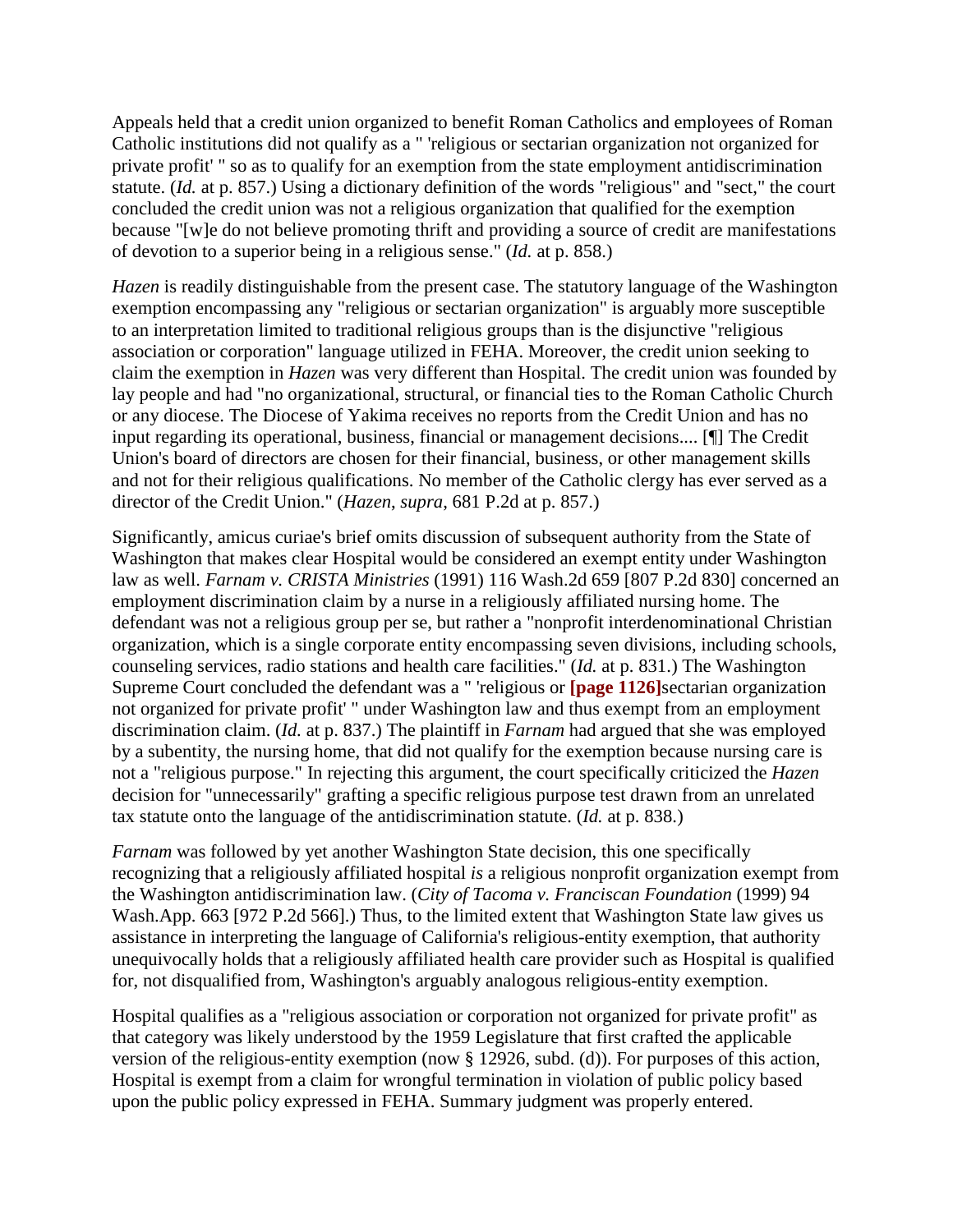Appeals held that a credit union organized to benefit Roman Catholics and employees of Roman Catholic institutions did not qualify as a " 'religious or sectarian organization not organized for private profit' " so as to qualify for an exemption from the state employment antidiscrimination statute. (*Id.* at p. 857.) Using a dictionary definition of the words "religious" and "sect," the court concluded the credit union was not a religious organization that qualified for the exemption because "[w]e do not believe promoting thrift and providing a source of credit are manifestations of devotion to a superior being in a religious sense." (*Id.* at p. 858.)

*Hazen* is readily distinguishable from the present case. The statutory language of the Washington exemption encompassing any "religious or sectarian organization" is arguably more susceptible to an interpretation limited to traditional religious groups than is the disjunctive "religious association or corporation" language utilized in FEHA. Moreover, the credit union seeking to claim the exemption in *Hazen* was very different than Hospital. The credit union was founded by lay people and had "no organizational, structural, or financial ties to the Roman Catholic Church or any diocese. The Diocese of Yakima receives no reports from the Credit Union and has no input regarding its operational, business, financial or management decisions.... [¶] The Credit Union's board of directors are chosen for their financial, business, or other management skills and not for their religious qualifications. No member of the Catholic clergy has ever served as a director of the Credit Union." (*Hazen*, *supra*, 681 P.2d at p. 857.)

Significantly, amicus curiae's brief omits discussion of subsequent authority from the State of Washington that makes clear Hospital would be considered an exempt entity under Washington law as well. *Farnam v. CRISTA Ministries* (1991) 116 Wash.2d 659 [807 P.2d 830] concerned an employment discrimination claim by a nurse in a religiously affiliated nursing home. The defendant was not a religious group per se, but rather a "nonprofit interdenominational Christian organization, which is a single corporate entity encompassing seven divisions, including schools, counseling services, radio stations and health care facilities." (*Id.* at p. 831.) The Washington Supreme Court concluded the defendant was a " 'religious or **[page 1126]**sectarian organization not organized for private profit' " under Washington law and thus exempt from an employment discrimination claim. (*Id.* at p. 837.) The plaintiff in *Farnam* had argued that she was employed by a subentity, the nursing home, that did not qualify for the exemption because nursing care is not a "religious purpose." In rejecting this argument, the court specifically criticized the *Hazen* decision for "unnecessarily" grafting a specific religious purpose test drawn from an unrelated tax statute onto the language of the antidiscrimination statute. (*Id.* at p. 838.)

*Farnam* was followed by yet another Washington State decision, this one specifically recognizing that a religiously affiliated hospital *is* a religious nonprofit organization exempt from the Washington antidiscrimination law. (*City of Tacoma v. Franciscan Foundation* (1999) 94 Wash.App. 663 [972 P.2d 566].) Thus, to the limited extent that Washington State law gives us assistance in interpreting the language of California's religious-entity exemption, that authority unequivocally holds that a religiously affiliated health care provider such as Hospital is qualified for, not disqualified from, Washington's arguably analogous religious-entity exemption.

Hospital qualifies as a "religious association or corporation not organized for private profit" as that category was likely understood by the 1959 Legislature that first crafted the applicable version of the religious-entity exemption (now § 12926, subd. (d)). For purposes of this action, Hospital is exempt from a claim for wrongful termination in violation of public policy based upon the public policy expressed in FEHA. Summary judgment was properly entered.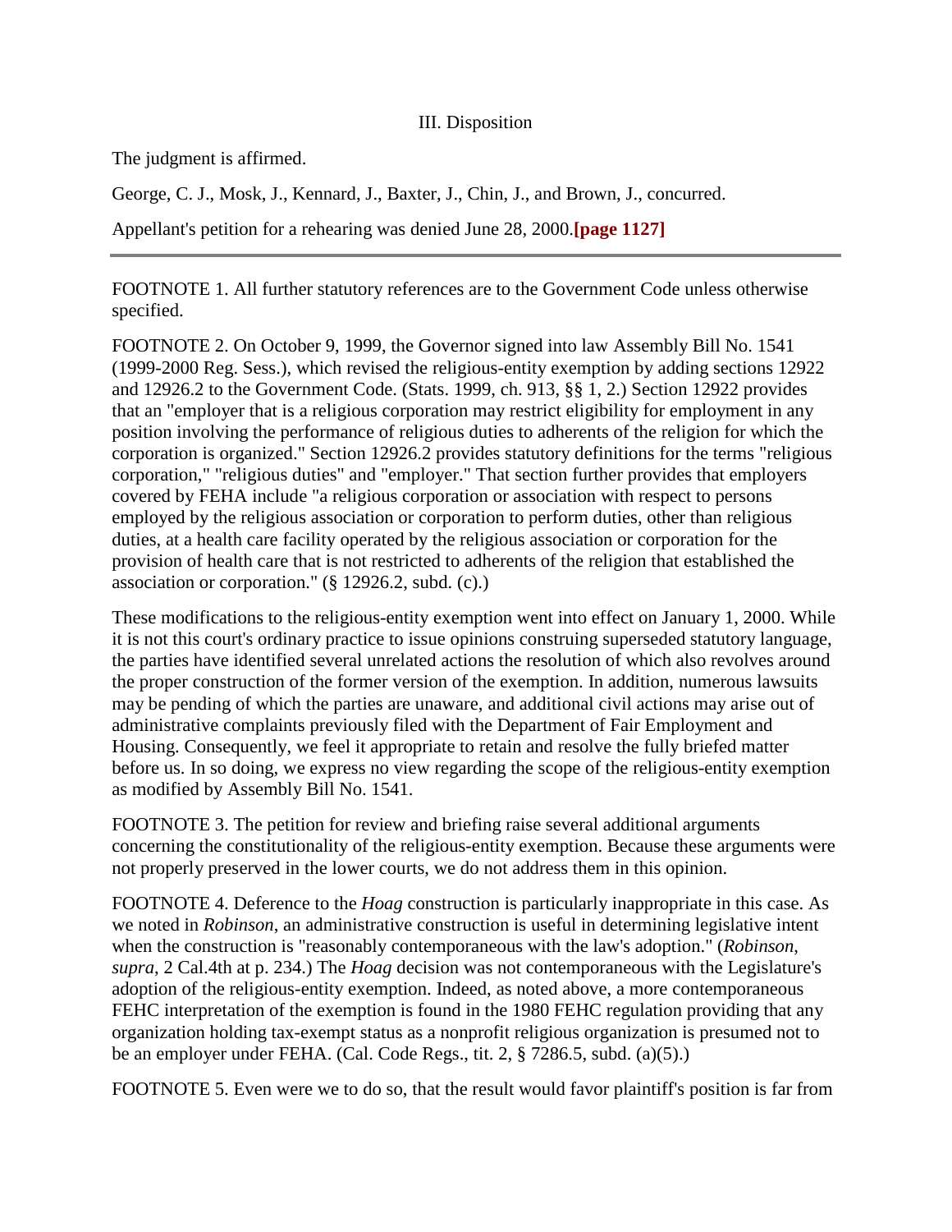### III. Disposition

The judgment is affirmed.

George, C. J., Mosk, J., Kennard, J., Baxter, J., Chin, J., and Brown, J., concurred.

Appellant's petition for a rehearing was denied June 28, 2000.**[page 1127]**

---

FOOTNOTE 1. All further statutory references are to the Government Code unless otherwise specified.

FOOTNOTE 2. On October 9, 1999, the Governor signed into law Assembly Bill No. 1541 (1999-2000 Reg. Sess.), which revised the religious-entity exemption by adding sections 12922 and 12926.2 to the Government Code. (Stats. 1999, ch. 913, §§ 1, 2.) Section 12922 provides that an "employer that is a religious corporation may restrict eligibility for employment in any position involving the performance of religious duties to adherents of the religion for which the corporation is organized." Section 12926.2 provides statutory definitions for the terms "religious corporation," "religious duties" and "employer." That section further provides that employers covered by FEHA include "a religious corporation or association with respect to persons employed by the religious association or corporation to perform duties, other than religious duties, at a health care facility operated by the religious association or corporation for the provision of health care that is not restricted to adherents of the religion that established the association or corporation." (§ 12926.2, subd. (c).)

These modifications to the religious-entity exemption went into effect on January 1, 2000. While it is not this court's ordinary practice to issue opinions construing superseded statutory language, the parties have identified several unrelated actions the resolution of which also revolves around the proper construction of the former version of the exemption. In addition, numerous lawsuits may be pending of which the parties are unaware, and additional civil actions may arise out of administrative complaints previously filed with the Department of Fair Employment and Housing. Consequently, we feel it appropriate to retain and resolve the fully briefed matter before us. In so doing, we express no view regarding the scope of the religious-entity exemption as modified by Assembly Bill No. 1541.

FOOTNOTE 3. The petition for review and briefing raise several additional arguments concerning the constitutionality of the religious-entity exemption. Because these arguments were not properly preserved in the lower courts, we do not address them in this opinion.

FOOTNOTE 4. Deference to the *Hoag* construction is particularly inappropriate in this case. As we noted in *Robinson*, an administrative construction is useful in determining legislative intent when the construction is "reasonably contemporaneous with the law's adoption." (*Robinson*, *supra*, 2 Cal.4th at p. 234.) The *Hoag* decision was not contemporaneous with the Legislature's adoption of the religious-entity exemption. Indeed, as noted above, a more contemporaneous FEHC interpretation of the exemption is found in the 1980 FEHC regulation providing that any organization holding tax-exempt status as a nonprofit religious organization is presumed not to be an employer under FEHA. (Cal. Code Regs., tit. 2, § 7286.5, subd. (a)(5).)

FOOTNOTE 5. Even were we to do so, that the result would favor plaintiff's position is far from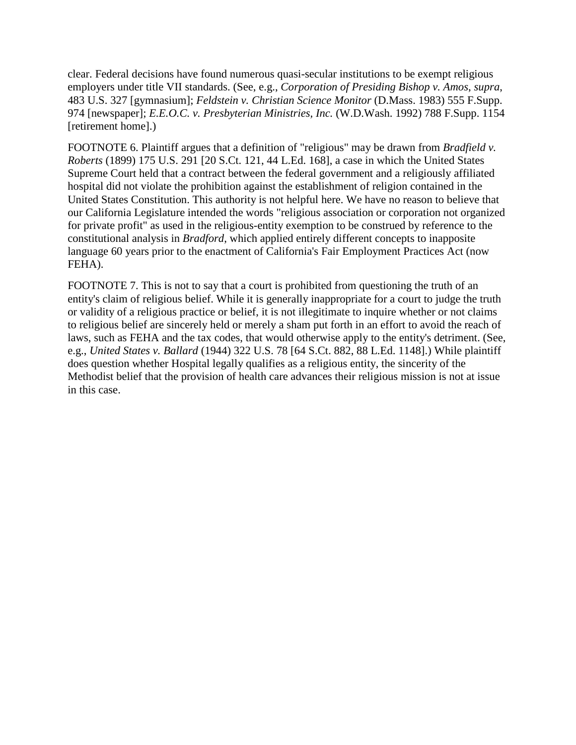clear. Federal decisions have found numerous quasi-secular institutions to be exempt religious employers under title VII standards. (See, e.g., *Corporation of Presiding Bishop v. Amos*, *supra*, 483 U.S. 327 [gymnasium]; *Feldstein v. Christian Science Monitor* (D.Mass. 1983) 555 F.Supp. 974 [newspaper]; *E.E.O.C. v. Presbyterian Ministries, Inc.* (W.D.Wash. 1992) 788 F.Supp. 1154 [retirement home].)

FOOTNOTE 6. Plaintiff argues that a definition of "religious" may be drawn from *Bradfield v. Roberts* (1899) 175 U.S. 291 [20 S.Ct. 121, 44 L.Ed. 168], a case in which the United States Supreme Court held that a contract between the federal government and a religiously affiliated hospital did not violate the prohibition against the establishment of religion contained in the United States Constitution. This authority is not helpful here. We have no reason to believe that our California Legislature intended the words "religious association or corporation not organized for private profit" as used in the religious-entity exemption to be construed by reference to the constitutional analysis in *Bradford*, which applied entirely different concepts to inapposite language 60 years prior to the enactment of California's Fair Employment Practices Act (now FEHA).

FOOTNOTE 7. This is not to say that a court is prohibited from questioning the truth of an entity's claim of religious belief. While it is generally inappropriate for a court to judge the truth or validity of a religious practice or belief, it is not illegitimate to inquire whether or not claims to religious belief are sincerely held or merely a sham put forth in an effort to avoid the reach of laws, such as FEHA and the tax codes, that would otherwise apply to the entity's detriment. (See, e.g., *United States v. Ballard* (1944) 322 U.S. 78 [64 S.Ct. 882, 88 L.Ed. 1148].) While plaintiff does question whether Hospital legally qualifies as a religious entity, the sincerity of the Methodist belief that the provision of health care advances their religious mission is not at issue in this case.